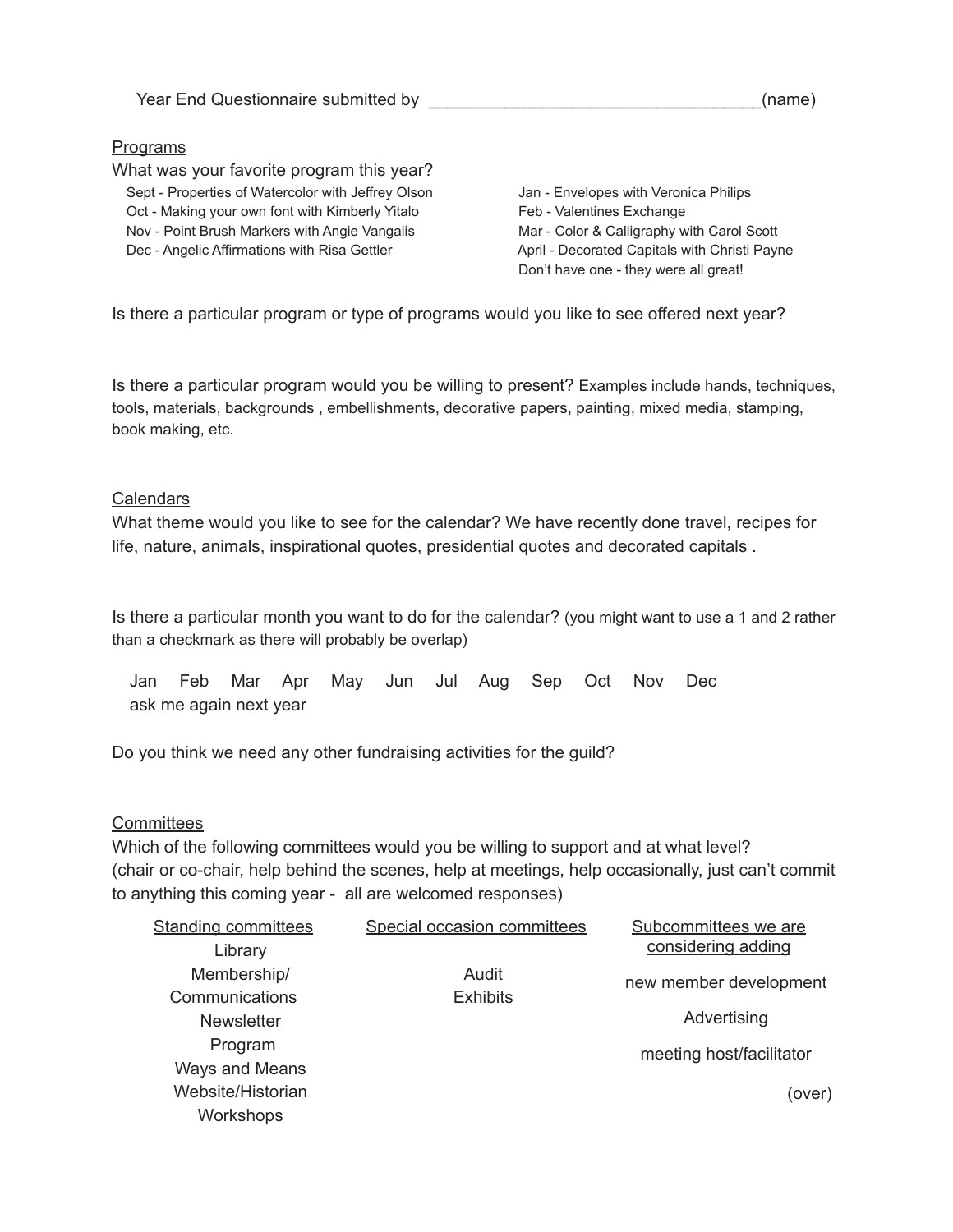Year End Questionnaire submitted by ___________________________________(name)

Programs

What was your favorite program this year?

- Sept - Properties of Watercolor with Jeffrey Olson
- Oct - Making your own font with Kimberly Yitalo
- Nov - Point Brush Markers with Angie Vangalis
- Dec - Angelic Affirmations with Risa Gettler
- Jan - Envelopes with Veronica Philips
- Feb - Valentines Exchange
- Mar - Color & Calligraphy with Carol Scott
- April - Decorated Capitals with Christi Payne
- Don't have one - they were all great!

Is there a particular program or type of programs would you like to see offered next year?

Is there a particular program would you be willing to present? Examples include hands, techniques, tools, materials, backgrounds , embellishments, decorative papers, painting, mixed media, stamping, book making, etc.

Calendars

What theme would you like to see for the calendar? We have recently done travel, recipes for life, nature, animals, inspirational quotes, presidential quotes and decorated capitals .

Is there a particular month you want to do for the calendar? (you might want to use a 1 and 2 rather than a checkmark as there will probably be overlap)

Jan Feb Mar Apr May Jun Jul Aug Sep Oct Nov Dec
ask me again next year

Do you think we need any other fundraising activities for the guild?

Committees

Which of the following committees would you be willing to support and at what level? (chair or co-chair, help behind the scenes, help at meetings, help occasionally, just can't commit to anything this coming year - all are welcomed responses)

| Standing committees | Special occasion committees | Subcommittees we are considering adding |
|---|---|---|
| Library | Audit | new member development |
| Membership/ Communications | Exhibits | Advertising |
| Newsletter | | meeting host/facilitator |
| Program | | |
| Ways and Means | | |
| Website/Historian | | |
| Workshops | | |

(over)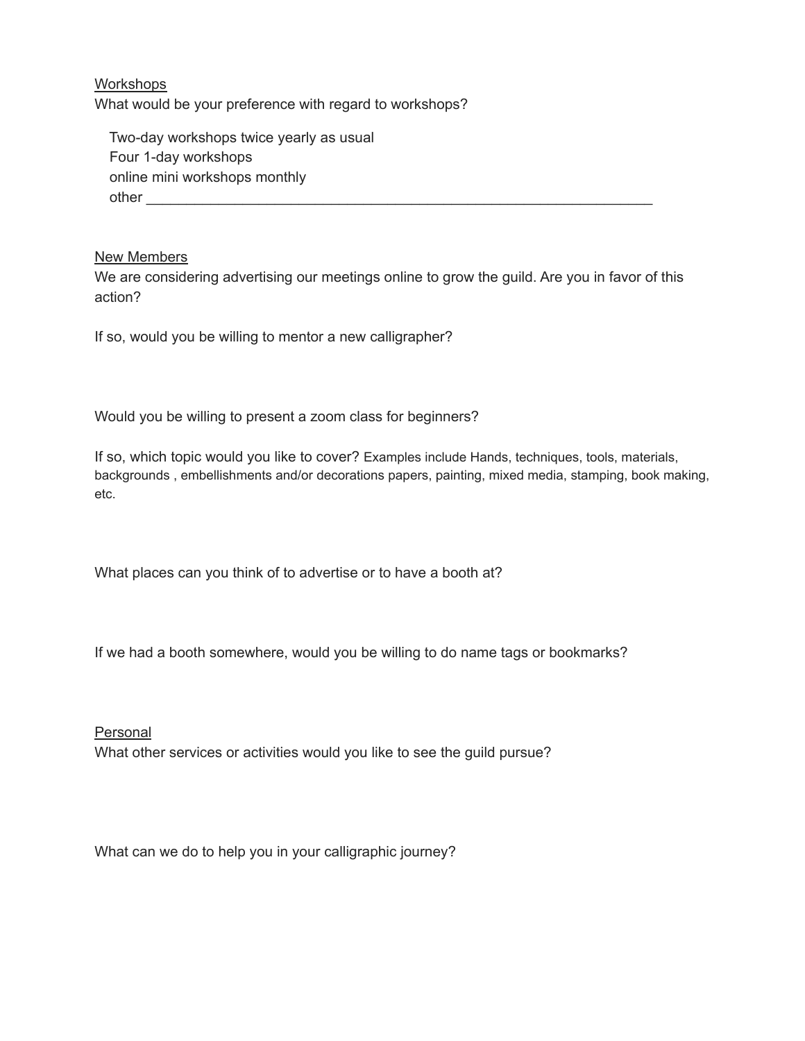<u>Workshops</u>

What would be your preference with regard to workshops?

- Two-day workshops twice yearly as usual
- Four 1-day workshops
- online mini workshops monthly
- other ___________________________________________________________________

<u>New Members</u>

We are considering advertising our meetings online to grow the guild. Are you in favor of this action?

If so, would you be willing to mentor a new calligrapher?

Would you be willing to present a zoom class for beginners?

If so, which topic would you like to cover? Examples include Hands, techniques, tools, materials, backgrounds , embellishments and/or decorations papers, painting, mixed media, stamping, book making, etc.

What places can you think of to advertise or to have a booth at?

If we had a booth somewhere, would you be willing to do name tags or bookmarks?

<u>Personal</u>

What other services or activities would you like to see the guild pursue?

What can we do to help you in your calligraphic journey?